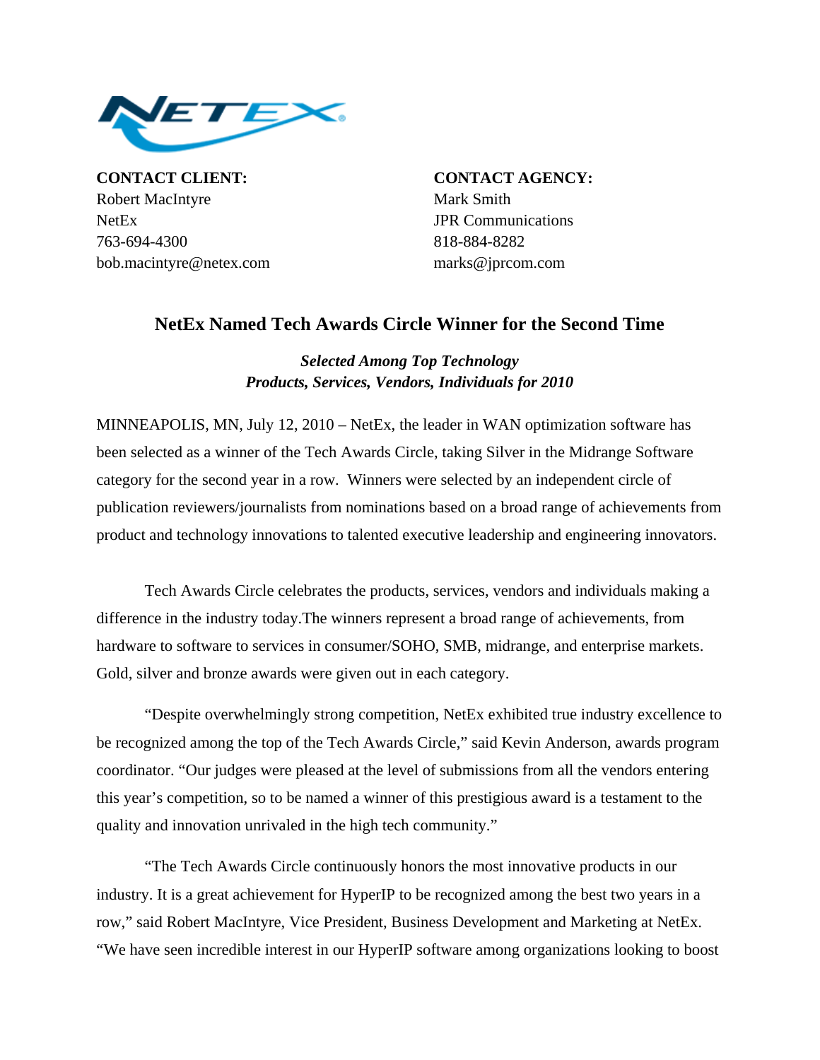**CONTACT CLIENT:**
Robert MacIntyre
NetEx
763-694-4300
bob.macintyre@netex.com

**CONTACT AGENCY:**
Mark Smith
JPR Communications
818-884-8282
marks@jprcom.com

## NetEx Named Tech Awards Circle Winner for the Second Time

***Selected Among Top Technology Products, Services, Vendors, Individuals for 2010***

MINNEAPOLIS, MN, July 12, 2010 – NetEx, the leader in WAN optimization software has been selected as a winner of the Tech Awards Circle, taking Silver in the Midrange Software category for the second year in a row. Winners were selected by an independent circle of publication reviewers/journalists from nominations based on a broad range of achievements from product and technology innovations to talented executive leadership and engineering innovators.

Tech Awards Circle celebrates the products, services, vendors and individuals making a difference in the industry today.The winners represent a broad range of achievements, from hardware to software to services in consumer/SOHO, SMB, midrange, and enterprise markets. Gold, silver and bronze awards were given out in each category.

"Despite overwhelmingly strong competition, NetEx exhibited true industry excellence to be recognized among the top of the Tech Awards Circle," said Kevin Anderson, awards program coordinator. "Our judges were pleased at the level of submissions from all the vendors entering this year's competition, so to be named a winner of this prestigious award is a testament to the quality and innovation unrivaled in the high tech community."

"The Tech Awards Circle continuously honors the most innovative products in our industry. It is a great achievement for HyperIP to be recognized among the best two years in a row," said Robert MacIntyre, Vice President, Business Development and Marketing at NetEx. "We have seen incredible interest in our HyperIP software among organizations looking to boost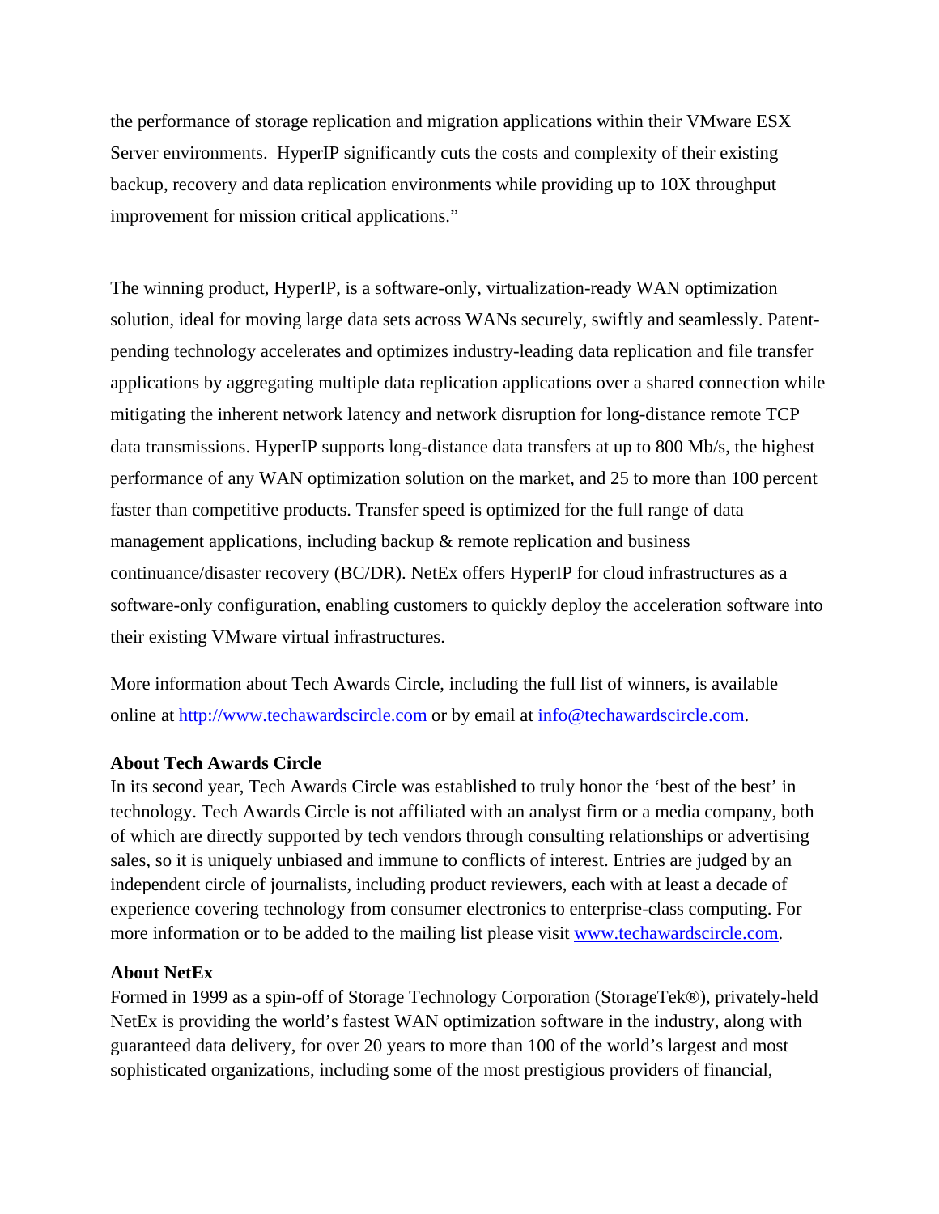the performance of storage replication and migration applications within their VMware ESX Server environments. HyperIP significantly cuts the costs and complexity of their existing backup, recovery and data replication environments while providing up to 10X throughput improvement for mission critical applications."

The winning product, HyperIP, is a software-only, virtualization-ready WAN optimization solution, ideal for moving large data sets across WANs securely, swiftly and seamlessly. Patent-pending technology accelerates and optimizes industry-leading data replication and file transfer applications by aggregating multiple data replication applications over a shared connection while mitigating the inherent network latency and network disruption for long-distance remote TCP data transmissions. HyperIP supports long-distance data transfers at up to 800 Mb/s, the highest performance of any WAN optimization solution on the market, and 25 to more than 100 percent faster than competitive products. Transfer speed is optimized for the full range of data management applications, including backup & remote replication and business continuance/disaster recovery (BC/DR). NetEx offers HyperIP for cloud infrastructures as a software-only configuration, enabling customers to quickly deploy the acceleration software into their existing VMware virtual infrastructures.

More information about Tech Awards Circle, including the full list of winners, is available online at http://www.techawardscircle.com or by email at info@techawardscircle.com.

**About Tech Awards Circle**
In its second year, Tech Awards Circle was established to truly honor the 'best of the best' in technology. Tech Awards Circle is not affiliated with an analyst firm or a media company, both of which are directly supported by tech vendors through consulting relationships or advertising sales, so it is uniquely unbiased and immune to conflicts of interest. Entries are judged by an independent circle of journalists, including product reviewers, each with at least a decade of experience covering technology from consumer electronics to enterprise-class computing. For more information or to be added to the mailing list please visit www.techawardscircle.com.

**About NetEx**
Formed in 1999 as a spin-off of Storage Technology Corporation (StorageTek®), privately-held NetEx is providing the world's fastest WAN optimization software in the industry, along with guaranteed data delivery, for over 20 years to more than 100 of the world's largest and most sophisticated organizations, including some of the most prestigious providers of financial,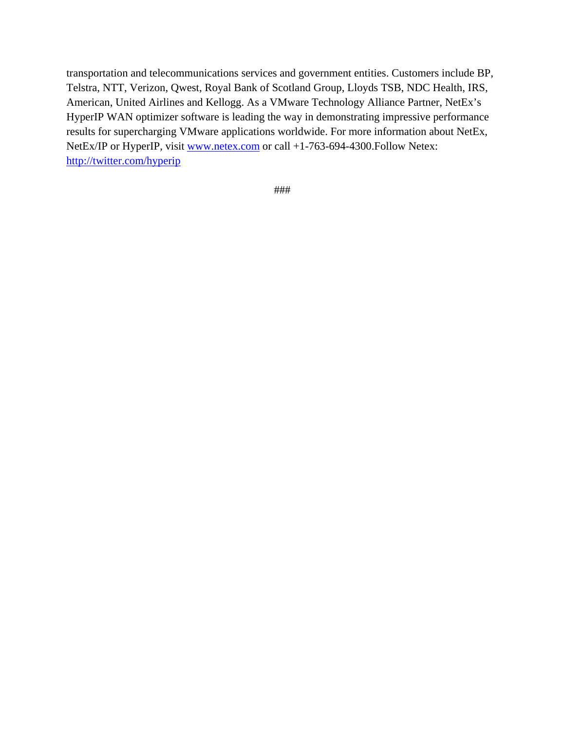transportation and telecommunications services and government entities. Customers include BP, Telstra, NTT, Verizon, Qwest, Royal Bank of Scotland Group, Lloyds TSB, NDC Health, IRS, American, United Airlines and Kellogg. As a VMware Technology Alliance Partner, NetEx's HyperIP WAN optimizer software is leading the way in demonstrating impressive performance results for supercharging VMware applications worldwide. For more information about NetEx, NetEx/IP or HyperIP, visit [www.netex.com](http://www.netex.com) or call +1-763-694-4300.Follow Netex: [http://twitter.com/hyperip](http://twitter.com/hyperip)

###